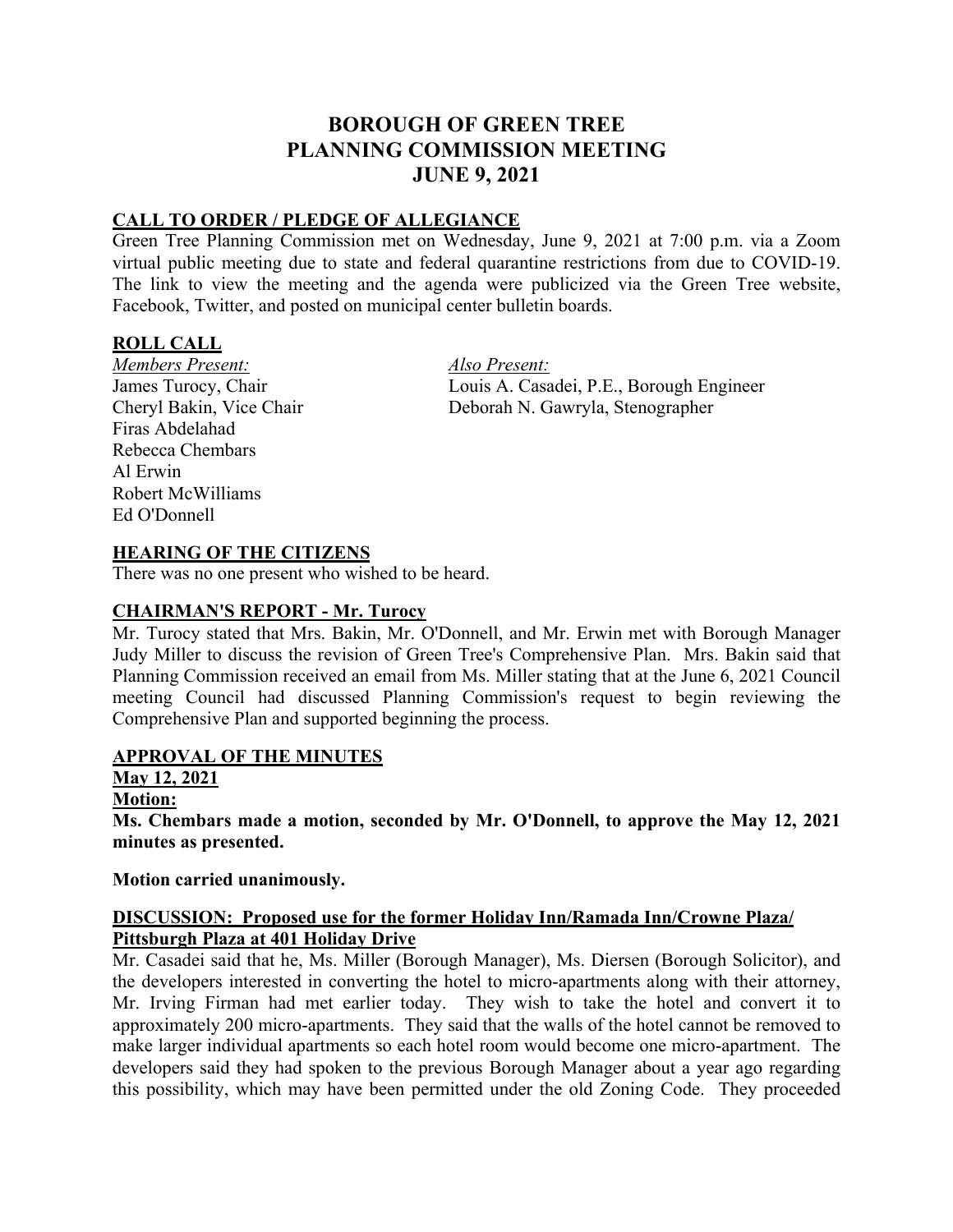# BOROUGH OF GREEN TREE
# PLANNING COMMISSION MEETING
# JUNE 9, 2021

## CALL TO ORDER / PLEDGE OF ALLEGIANCE

Green Tree Planning Commission met on Wednesday, June 9, 2021 at 7:00 p.m. via a Zoom virtual public meeting due to state and federal quarantine restrictions from due to COVID-19. The link to view the meeting and the agenda were publicized via the Green Tree website, Facebook, Twitter, and posted on municipal center bulletin boards.

## ROLL CALL

*Members Present:*
James Turocy, Chair
Cheryl Bakin, Vice Chair
Firas Abdelahad
Rebecca Chembars
Al Erwin
Robert McWilliams
Ed O'Donnell

*Also Present:*
Louis A. Casadei, P.E., Borough Engineer
Deborah N. Gawryla, Stenographer

## HEARING OF THE CITIZENS

There was no one present who wished to be heard.

## CHAIRMAN'S REPORT - Mr. Turocy

Mr. Turocy stated that Mrs. Bakin, Mr. O'Donnell, and Mr. Erwin met with Borough Manager Judy Miller to discuss the revision of Green Tree's Comprehensive Plan. Mrs. Bakin said that Planning Commission received an email from Ms. Miller stating that at the June 6, 2021 Council meeting Council had discussed Planning Commission's request to begin reviewing the Comprehensive Plan and supported beginning the process.

## APPROVAL OF THE MINUTES

**May 12, 2021**

**Motion:**

**Ms. Chembars made a motion, seconded by Mr. O'Donnell, to approve the May 12, 2021 minutes as presented.**

**Motion carried unanimously.**

## DISCUSSION: Proposed use for the former Holiday Inn/Ramada Inn/Crowne Plaza/ Pittsburgh Plaza at 401 Holiday Drive

Mr. Casadei said that he, Ms. Miller (Borough Manager), Ms. Diersen (Borough Solicitor), and the developers interested in converting the hotel to micro-apartments along with their attorney, Mr. Irving Firman had met earlier today. They wish to take the hotel and convert it to approximately 200 micro-apartments. They said that the walls of the hotel cannot be removed to make larger individual apartments so each hotel room would become one micro-apartment. The developers said they had spoken to the previous Borough Manager about a year ago regarding this possibility, which may have been permitted under the old Zoning Code. They proceeded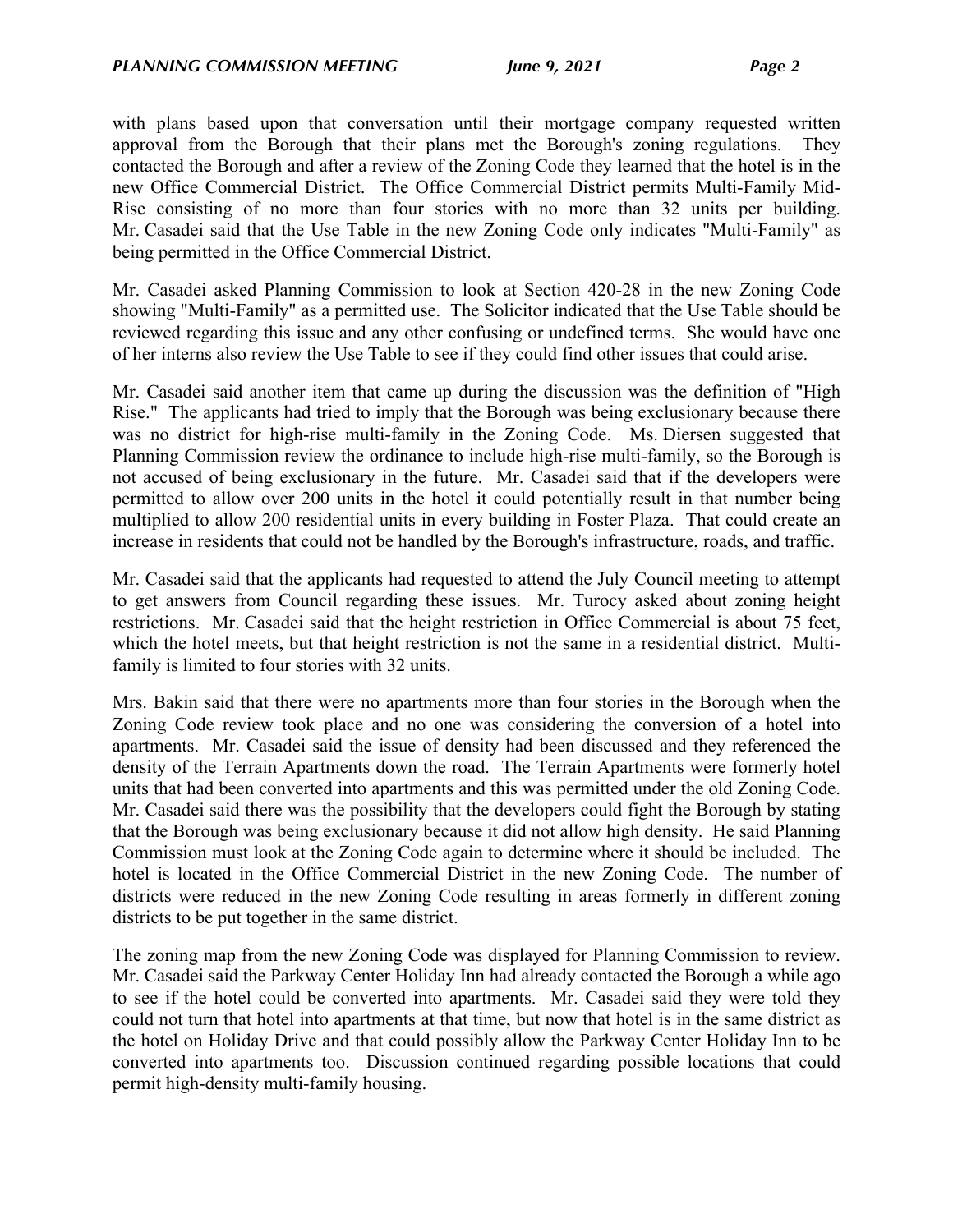with plans based upon that conversation until their mortgage company requested written approval from the Borough that their plans met the Borough's zoning regulations. They contacted the Borough and after a review of the Zoning Code they learned that the hotel is in the new Office Commercial District. The Office Commercial District permits Multi-Family Mid-Rise consisting of no more than four stories with no more than 32 units per building. Mr. Casadei said that the Use Table in the new Zoning Code only indicates "Multi-Family" as being permitted in the Office Commercial District.

Mr. Casadei asked Planning Commission to look at Section 420-28 in the new Zoning Code showing "Multi-Family" as a permitted use. The Solicitor indicated that the Use Table should be reviewed regarding this issue and any other confusing or undefined terms. She would have one of her interns also review the Use Table to see if they could find other issues that could arise.

Mr. Casadei said another item that came up during the discussion was the definition of "High Rise." The applicants had tried to imply that the Borough was being exclusionary because there was no district for high-rise multi-family in the Zoning Code. Ms. Diersen suggested that Planning Commission review the ordinance to include high-rise multi-family, so the Borough is not accused of being exclusionary in the future. Mr. Casadei said that if the developers were permitted to allow over 200 units in the hotel it could potentially result in that number being multiplied to allow 200 residential units in every building in Foster Plaza. That could create an increase in residents that could not be handled by the Borough's infrastructure, roads, and traffic.

Mr. Casadei said that the applicants had requested to attend the July Council meeting to attempt to get answers from Council regarding these issues. Mr. Turocy asked about zoning height restrictions. Mr. Casadei said that the height restriction in Office Commercial is about 75 feet, which the hotel meets, but that height restriction is not the same in a residential district. Multi-family is limited to four stories with 32 units.

Mrs. Bakin said that there were no apartments more than four stories in the Borough when the Zoning Code review took place and no one was considering the conversion of a hotel into apartments. Mr. Casadei said the issue of density had been discussed and they referenced the density of the Terrain Apartments down the road. The Terrain Apartments were formerly hotel units that had been converted into apartments and this was permitted under the old Zoning Code. Mr. Casadei said there was the possibility that the developers could fight the Borough by stating that the Borough was being exclusionary because it did not allow high density. He said Planning Commission must look at the Zoning Code again to determine where it should be included. The hotel is located in the Office Commercial District in the new Zoning Code. The number of districts were reduced in the new Zoning Code resulting in areas formerly in different zoning districts to be put together in the same district.

The zoning map from the new Zoning Code was displayed for Planning Commission to review. Mr. Casadei said the Parkway Center Holiday Inn had already contacted the Borough a while ago to see if the hotel could be converted into apartments. Mr. Casadei said they were told they could not turn that hotel into apartments at that time, but now that hotel is in the same district as the hotel on Holiday Drive and that could possibly allow the Parkway Center Holiday Inn to be converted into apartments too. Discussion continued regarding possible locations that could permit high-density multi-family housing.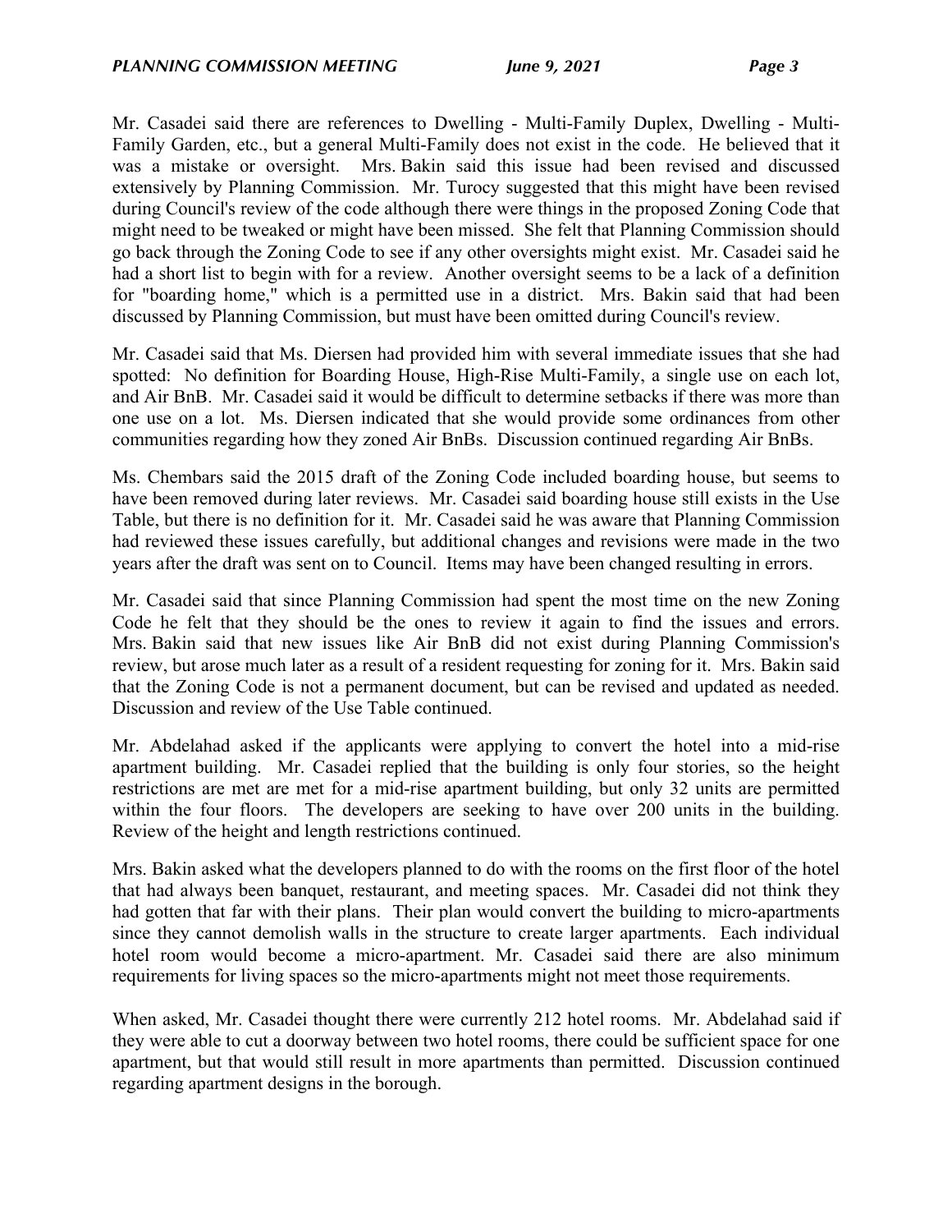Mr. Casadei said there are references to Dwelling - Multi-Family Duplex, Dwelling - Multi-Family Garden, etc., but a general Multi-Family does not exist in the code. He believed that it was a mistake or oversight. Mrs. Bakin said this issue had been revised and discussed extensively by Planning Commission. Mr. Turocy suggested that this might have been revised during Council's review of the code although there were things in the proposed Zoning Code that might need to be tweaked or might have been missed. She felt that Planning Commission should go back through the Zoning Code to see if any other oversights might exist. Mr. Casadei said he had a short list to begin with for a review. Another oversight seems to be a lack of a definition for "boarding home," which is a permitted use in a district. Mrs. Bakin said that had been discussed by Planning Commission, but must have been omitted during Council's review.

Mr. Casadei said that Ms. Diersen had provided him with several immediate issues that she had spotted: No definition for Boarding House, High-Rise Multi-Family, a single use on each lot, and Air BnB. Mr. Casadei said it would be difficult to determine setbacks if there was more than one use on a lot. Ms. Diersen indicated that she would provide some ordinances from other communities regarding how they zoned Air BnBs. Discussion continued regarding Air BnBs.

Ms. Chembars said the 2015 draft of the Zoning Code included boarding house, but seems to have been removed during later reviews. Mr. Casadei said boarding house still exists in the Use Table, but there is no definition for it. Mr. Casadei said he was aware that Planning Commission had reviewed these issues carefully, but additional changes and revisions were made in the two years after the draft was sent on to Council. Items may have been changed resulting in errors.

Mr. Casadei said that since Planning Commission had spent the most time on the new Zoning Code he felt that they should be the ones to review it again to find the issues and errors. Mrs. Bakin said that new issues like Air BnB did not exist during Planning Commission's review, but arose much later as a result of a resident requesting for zoning for it. Mrs. Bakin said that the Zoning Code is not a permanent document, but can be revised and updated as needed. Discussion and review of the Use Table continued.

Mr. Abdelahad asked if the applicants were applying to convert the hotel into a mid-rise apartment building. Mr. Casadei replied that the building is only four stories, so the height restrictions are met are met for a mid-rise apartment building, but only 32 units are permitted within the four floors. The developers are seeking to have over 200 units in the building. Review of the height and length restrictions continued.

Mrs. Bakin asked what the developers planned to do with the rooms on the first floor of the hotel that had always been banquet, restaurant, and meeting spaces. Mr. Casadei did not think they had gotten that far with their plans. Their plan would convert the building to micro-apartments since they cannot demolish walls in the structure to create larger apartments. Each individual hotel room would become a micro-apartment. Mr. Casadei said there are also minimum requirements for living spaces so the micro-apartments might not meet those requirements.

When asked, Mr. Casadei thought there were currently 212 hotel rooms. Mr. Abdelahad said if they were able to cut a doorway between two hotel rooms, there could be sufficient space for one apartment, but that would still result in more apartments than permitted. Discussion continued regarding apartment designs in the borough.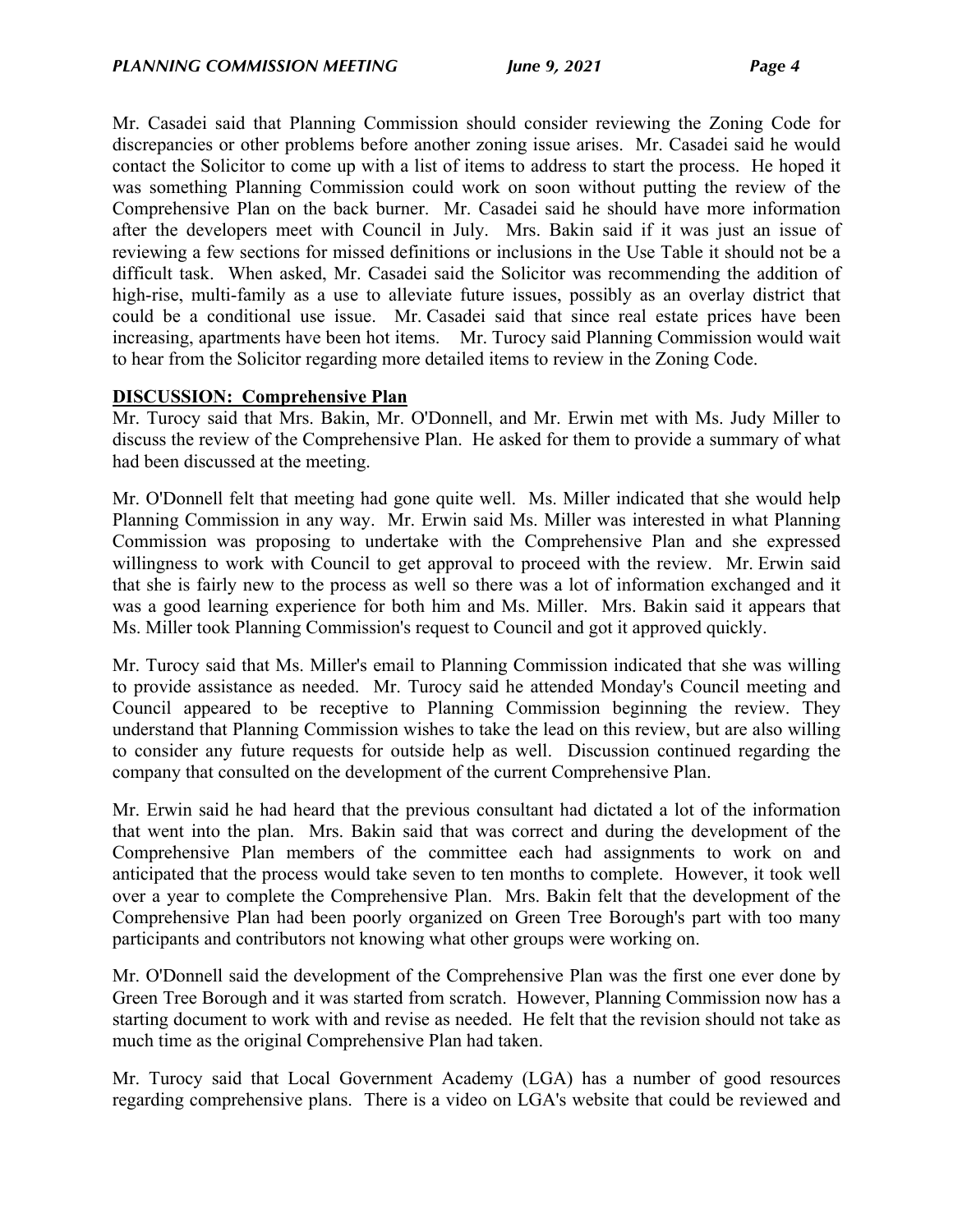Mr. Casadei said that Planning Commission should consider reviewing the Zoning Code for discrepancies or other problems before another zoning issue arises. Mr. Casadei said he would contact the Solicitor to come up with a list of items to address to start the process. He hoped it was something Planning Commission could work on soon without putting the review of the Comprehensive Plan on the back burner. Mr. Casadei said he should have more information after the developers meet with Council in July. Mrs. Bakin said if it was just an issue of reviewing a few sections for missed definitions or inclusions in the Use Table it should not be a difficult task. When asked, Mr. Casadei said the Solicitor was recommending the addition of high-rise, multi-family as a use to alleviate future issues, possibly as an overlay district that could be a conditional use issue. Mr. Casadei said that since real estate prices have been increasing, apartments have been hot items. Mr. Turocy said Planning Commission would wait to hear from the Solicitor regarding more detailed items to review in the Zoning Code.

**DISCUSSION: Comprehensive Plan**

Mr. Turocy said that Mrs. Bakin, Mr. O'Donnell, and Mr. Erwin met with Ms. Judy Miller to discuss the review of the Comprehensive Plan. He asked for them to provide a summary of what had been discussed at the meeting.

Mr. O'Donnell felt that meeting had gone quite well. Ms. Miller indicated that she would help Planning Commission in any way. Mr. Erwin said Ms. Miller was interested in what Planning Commission was proposing to undertake with the Comprehensive Plan and she expressed willingness to work with Council to get approval to proceed with the review. Mr. Erwin said that she is fairly new to the process as well so there was a lot of information exchanged and it was a good learning experience for both him and Ms. Miller. Mrs. Bakin said it appears that Ms. Miller took Planning Commission's request to Council and got it approved quickly.

Mr. Turocy said that Ms. Miller's email to Planning Commission indicated that she was willing to provide assistance as needed. Mr. Turocy said he attended Monday's Council meeting and Council appeared to be receptive to Planning Commission beginning the review. They understand that Planning Commission wishes to take the lead on this review, but are also willing to consider any future requests for outside help as well. Discussion continued regarding the company that consulted on the development of the current Comprehensive Plan.

Mr. Erwin said he had heard that the previous consultant had dictated a lot of the information that went into the plan. Mrs. Bakin said that was correct and during the development of the Comprehensive Plan members of the committee each had assignments to work on and anticipated that the process would take seven to ten months to complete. However, it took well over a year to complete the Comprehensive Plan. Mrs. Bakin felt that the development of the Comprehensive Plan had been poorly organized on Green Tree Borough's part with too many participants and contributors not knowing what other groups were working on.

Mr. O'Donnell said the development of the Comprehensive Plan was the first one ever done by Green Tree Borough and it was started from scratch. However, Planning Commission now has a starting document to work with and revise as needed. He felt that the revision should not take as much time as the original Comprehensive Plan had taken.

Mr. Turocy said that Local Government Academy (LGA) has a number of good resources regarding comprehensive plans. There is a video on LGA's website that could be reviewed and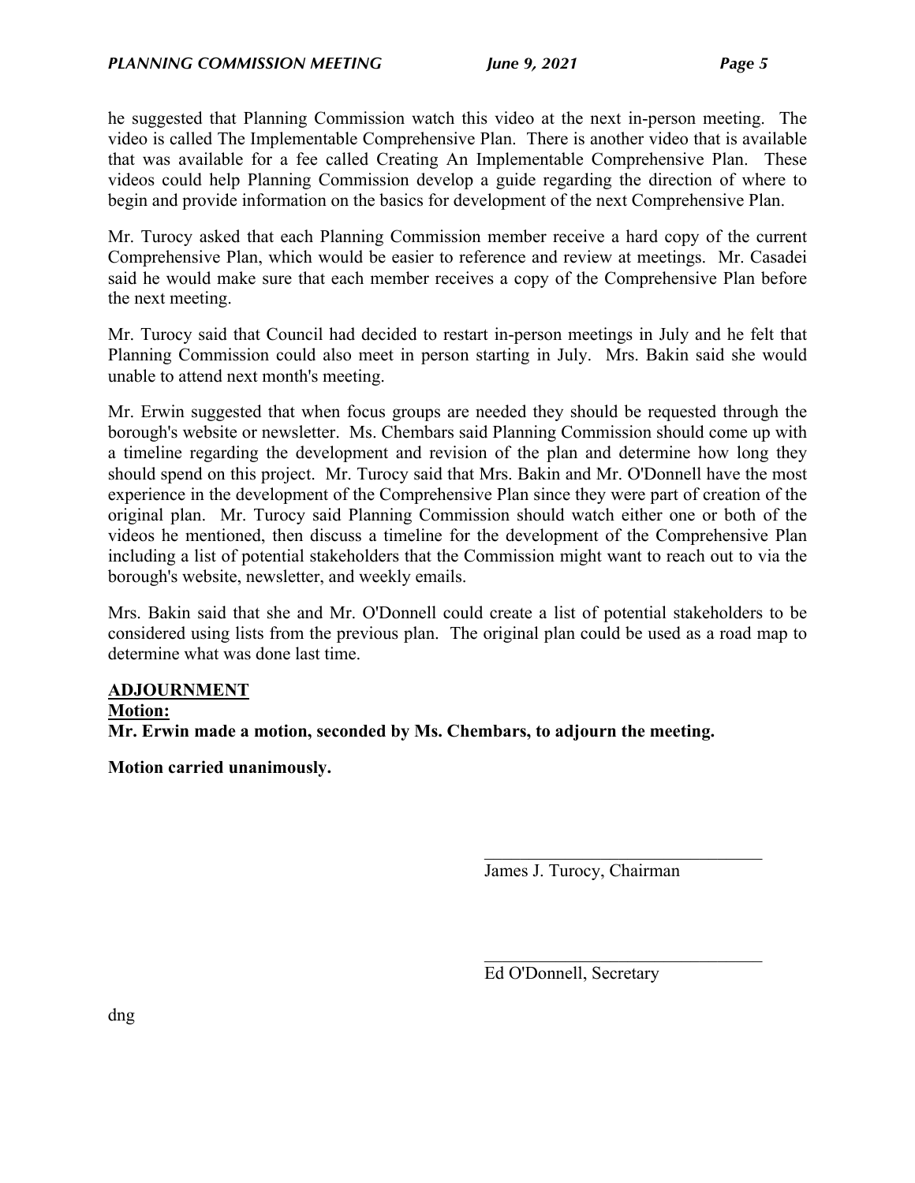he suggested that Planning Commission watch this video at the next in-person meeting. The video is called The Implementable Comprehensive Plan. There is another video that is available that was available for a fee called Creating An Implementable Comprehensive Plan. These videos could help Planning Commission develop a guide regarding the direction of where to begin and provide information on the basics for development of the next Comprehensive Plan.

Mr. Turocy asked that each Planning Commission member receive a hard copy of the current Comprehensive Plan, which would be easier to reference and review at meetings. Mr. Casadei said he would make sure that each member receives a copy of the Comprehensive Plan before the next meeting.

Mr. Turocy said that Council had decided to restart in-person meetings in July and he felt that Planning Commission could also meet in person starting in July. Mrs. Bakin said she would unable to attend next month's meeting.

Mr. Erwin suggested that when focus groups are needed they should be requested through the borough's website or newsletter. Ms. Chembars said Planning Commission should come up with a timeline regarding the development and revision of the plan and determine how long they should spend on this project. Mr. Turocy said that Mrs. Bakin and Mr. O'Donnell have the most experience in the development of the Comprehensive Plan since they were part of creation of the original plan. Mr. Turocy said Planning Commission should watch either one or both of the videos he mentioned, then discuss a timeline for the development of the Comprehensive Plan including a list of potential stakeholders that the Commission might want to reach out to via the borough's website, newsletter, and weekly emails.

Mrs. Bakin said that she and Mr. O'Donnell could create a list of potential stakeholders to be considered using lists from the previous plan. The original plan could be used as a road map to determine what was done last time.

**ADJOURNMENT**

**Motion:**

**Mr. Erwin made a motion, seconded by Ms. Chembars, to adjourn the meeting.**

**Motion carried unanimously.**

\_\_\_\_\_\_\_\_\_\_\_\_\_\_\_\_\_\_\_\_\_\_\_\_\_\_\_\_\_\_

James J. Turocy, Chairman

\_\_\_\_\_\_\_\_\_\_\_\_\_\_\_\_\_\_\_\_\_\_\_\_\_\_\_\_\_\_

Ed O'Donnell, Secretary

dng